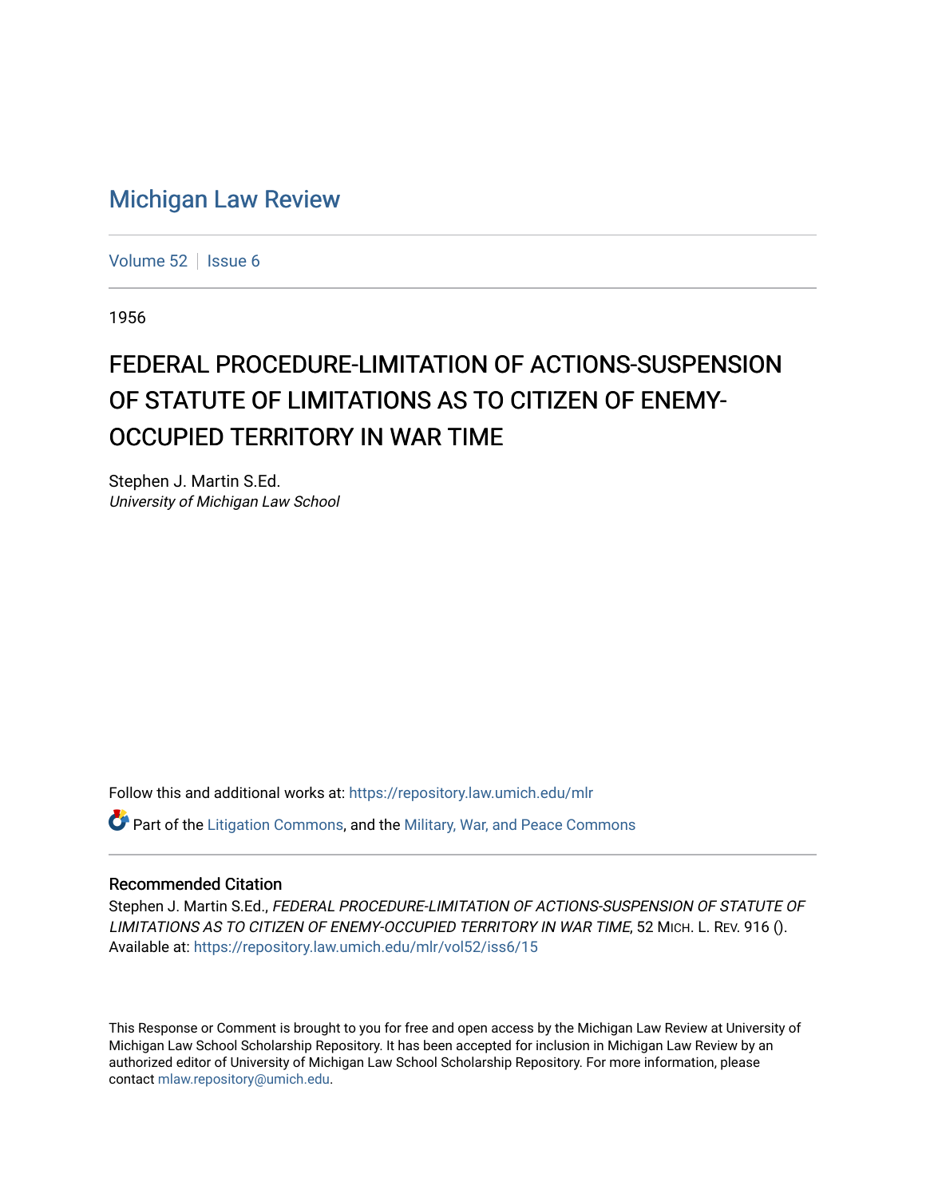# Michigan Law Review

Volume 52 | Issue 6

1956

## FEDERAL PROCEDURE-LIMITATION OF ACTIONS-SUSPENSION OF STATUTE OF LIMITATIONS AS TO CITIZEN OF ENEMY-OCCUPIED TERRITORY IN WAR TIME

Stephen J. Martin S.Ed.
*University of Michigan Law School*

Follow this and additional works at: https://repository.law.umich.edu/mlr

Part of the Litigation Commons, and the Military, War, and Peace Commons

### Recommended Citation

Stephen J. Martin S.Ed., *FEDERAL PROCEDURE-LIMITATION OF ACTIONS-SUSPENSION OF STATUTE OF LIMITATIONS AS TO CITIZEN OF ENEMY-OCCUPIED TERRITORY IN WAR TIME*, 52 MICH. L. REV. 916 ().
Available at: https://repository.law.umich.edu/mlr/vol52/iss6/15

This Response or Comment is brought to you for free and open access by the Michigan Law Review at University of Michigan Law School Scholarship Repository. It has been accepted for inclusion in Michigan Law Review by an authorized editor of University of Michigan Law School Scholarship Repository. For more information, please contact mlaw.repository@umich.edu.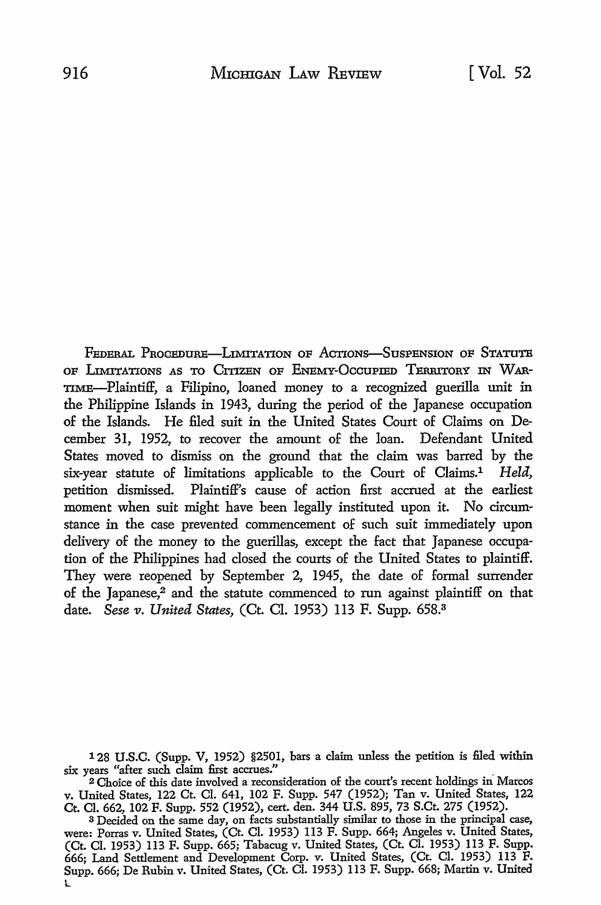FEDERAL PROCEDURE—LIMITATION OF ACTIONS—SUSPENSION OF STATUTE OF LIMITATIONS AS TO CITIZEN OF ENEMY-OCCUPIED TERRITORY IN WARTIME—Plaintiff, a Filipino, loaned money to a recognized guerilla unit in the Philippine Islands in 1943, during the period of the Japanese occupation of the Islands. He filed suit in the United States Court of Claims on December 31, 1952, to recover the amount of the loan. Defendant United States moved to dismiss on the ground that the claim was barred by the six-year statute of limitations applicable to the Court of Claims.[1] *Held,* petition dismissed. Plaintiff's cause of action first accrued at the earliest moment when suit might have been legally instituted upon it. No circumstance in the case prevented commencement of such suit immediately upon delivery of the money to the guerillas, except the fact that Japanese occupation of the Philippines had closed the courts of the United States to plaintiff. They were reopened by September 2, 1945, the date of formal surrender of the Japanese,[2] and the statute commenced to run against plaintiff on that date. *Sese v. United States,* (Ct. Cl. 1953) 113 F. Supp. 658.[3]

---

[1] 28 U.S.C. (Supp. V, 1952) §2501, bars a claim unless the petition is filed within six years "after such claim first accrues."

[2] Choice of this date involved a reconsideration of the court's recent holdings in Marcos v. United States, 122 Ct. Cl. 641, 102 F. Supp. 547 (1952); Tan v. United States, 122 Ct. Cl. 662, 102 F. Supp. 552 (1952), cert. den. 344 U.S. 895, 73 S.Ct. 275 (1952).

[3] Decided on the same day, on facts substantially similar to those in the principal case, were: Porras v. United States, (Ct. Cl. 1953) 113 F. Supp. 664; Angeles v. United States, (Ct. Cl. 1953) 113 F. Supp. 665; Tabacug v. United States, (Ct. Cl. 1953) 113 F. Supp. 666; Land Settlement and Development Corp. v. United States, (Ct. Cl. 1953) 113 F. Supp. 666; De Rubin v. United States, (Ct. Cl. 1953) 113 F. Supp. 668; Martin v. United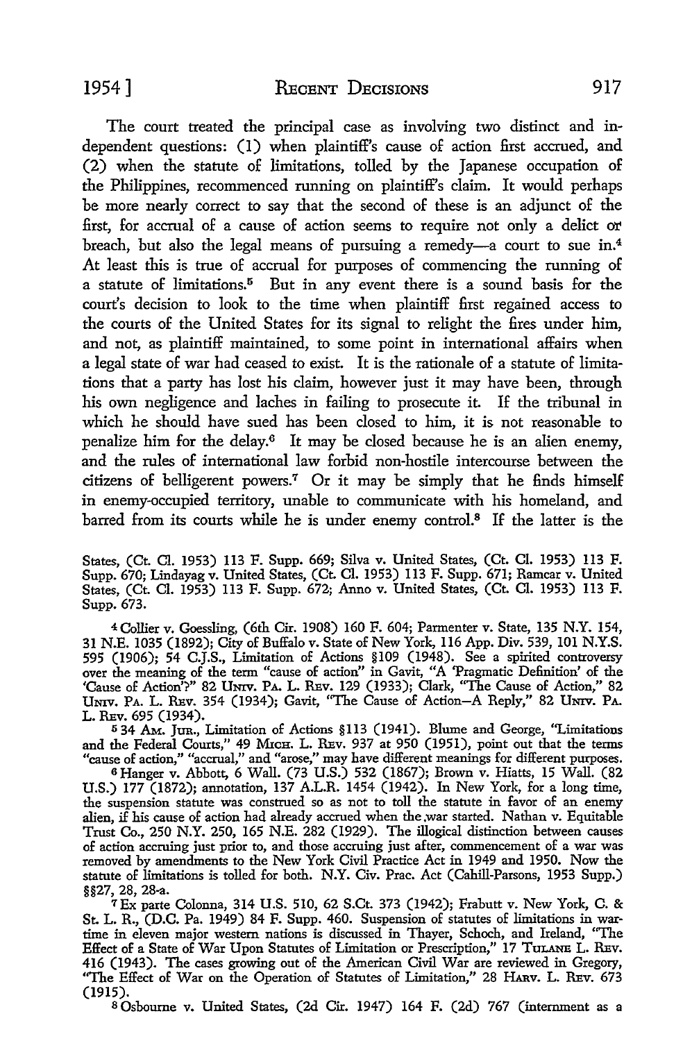The court treated the principal case as involving two distinct and independent questions: (1) when plaintiff's cause of action first accrued, and (2) when the statute of limitations, tolled by the Japanese occupation of the Philippines, recommenced running on plaintiff's claim. It would perhaps be more nearly correct to say that the second of these is an adjunct of the first, for accrual of a cause of action seems to require not only a delict or breach, but also the legal means of pursuing a remedy—a court to sue in.[4] At least this is true of accrual for purposes of commencing the running of a statute of limitations.[5] But in any event there is a sound basis for the court's decision to look to the time when plaintiff first regained access to the courts of the United States for its signal to relight the fires under him, and not, as plaintiff maintained, to some point in international affairs when a legal state of war had ceased to exist. It is the rationale of a statute of limitations that a party has lost his claim, however just it may have been, through his own negligence and laches in failing to prosecute it. If the tribunal in which he should have sued has been closed to him, it is not reasonable to penalize him for the delay.[6] It may be closed because he is an alien enemy, and the rules of international law forbid non-hostile intercourse between the citizens of belligerent powers.[7] Or it may be simply that he finds himself in enemy-occupied territory, unable to communicate with his homeland, and barred from its courts while he is under enemy control.[8] If the latter is the

States, (Ct. Cl. 1953) 113 F. Supp. 669; Silva v. United States, (Ct. Cl. 1953) 113 F. Supp. 670; Lindayag v. United States, (Ct. Cl. 1953) 113 F. Supp. 671; Ramcar v. United States, (Ct. Cl. 1953) 113 F. Supp. 672; Anno v. United States, (Ct. Cl. 1953) 113 F. Supp. 673.

[4] Collier v. Goessling, (6th Cir. 1908) 160 F. 604; Parmenter v. State, 135 N.Y. 154, 31 N.E. 1035 (1892); City of Buffalo v. State of New York, 116 App. Div. 539, 101 N.Y.S. 595 (1906); 54 C.J.S., Limitation of Actions §109 (1948). See a spirited controversy over the meaning of the term "cause of action" in Gavit, "A 'Pragmatic Definition' of the 'Cause of Action'?" 82 UNIV. PA. L. REV. 129 (1933); Clark, "The Cause of Action," 82 UNIV. PA. L. REV. 354 (1934); Gavit, "The Cause of Action—A Reply," 82 UNIV. PA. L. REV. 695 (1934).

[5] 34 AM. JUR., Limitation of Actions §113 (1941). Blume and George, "Limitations and the Federal Courts," 49 MICH. L. REV. 937 at 950 (1951), point out that the terms "cause of action," "accrual," and "arose," may have different meanings for different purposes.

[6] Hanger v. Abbott, 6 Wall. (73 U.S.) 532 (1867); Brown v. Hiatts, 15 Wall. (82 U.S.) 177 (1872); annotation, 137 A.L.R. 1454 (1942). In New York, for a long time, the suspension statute was construed so as not to toll the statute in favor of an enemy alien, if his cause of action had already accrued when the war started. Nathan v. Equitable Trust Co., 250 N.Y. 250, 165 N.E. 282 (1929). The illogical distinction between causes of action accruing just prior to, and those accruing just after, commencement of a war was removed by amendments to the New York Civil Practice Act in 1949 and 1950. Now the statute of limitations is tolled for both. N.Y. Civ. Prac. Act (Cahill-Parsons, 1953 Supp.) §§27, 28, 28-a.

[7] Ex parte Colonna, 314 U.S. 510, 62 S.Ct. 373 (1942); Frabutt v. New York, C. & St. L. R., (D.C. Pa. 1949) 84 F. Supp. 460. Suspension of statutes of limitations in wartime in eleven major western nations is discussed in Thayer, Schoch, and Ireland, "The Effect of a State of War Upon Statutes of Limitation or Prescription," 17 TULANE L. REV. 416 (1943). The cases growing out of the American Civil War are reviewed in Gregory, "The Effect of War on the Operation of Statutes of Limitation," 28 HARV. L. REV. 673 (1915).

[8] Osbourne v. United States, (2d Cir. 1947) 164 F. (2d) 767 (internment as a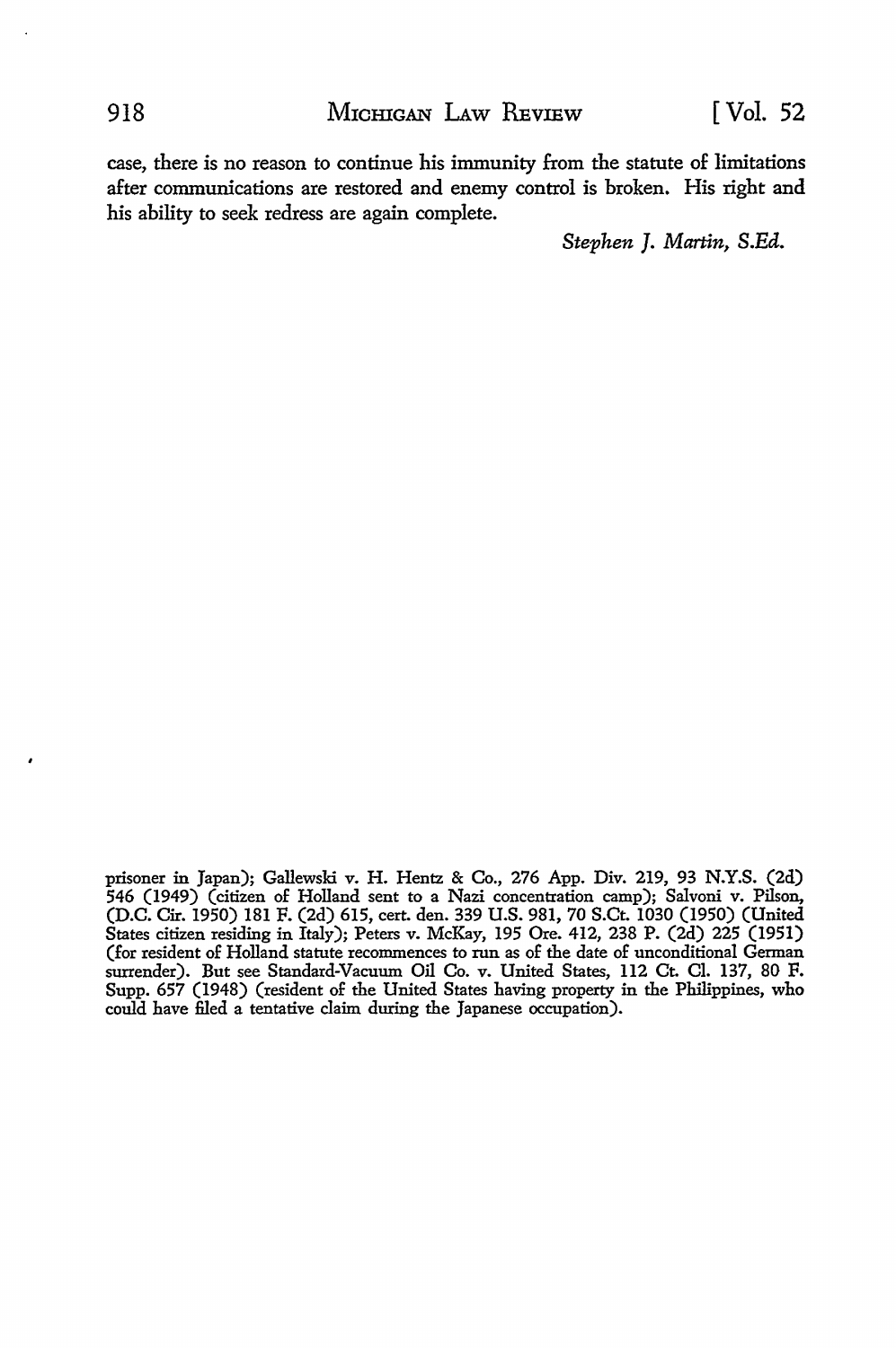case, there is no reason to continue his immunity from the statute of limitations after communications are restored and enemy control is broken. His right and his ability to seek redress are again complete.

*Stephen J. Martin, S.Ed.*

prisoner in Japan); Gallewski v. H. Hentz & Co., 276 App. Div. 219, 93 N.Y.S. (2d) 546 (1949) (citizen of Holland sent to a Nazi concentration camp); Salvoni v. Pilson, (D.C. Cir. 1950) 181 F. (2d) 615, cert. den. 339 U.S. 981, 70 S.Ct. 1030 (1950) (United States citizen residing in Italy); Peters v. McKay, 195 Ore. 412, 238 P. (2d) 225 (1951) (for resident of Holland statute recommences to run as of the date of unconditional German surrender). But see Standard-Vacuum Oil Co. v. United States, 112 Ct. Cl. 137, 80 F. Supp. 657 (1948) (resident of the United States having property in the Philippines, who could have filed a tentative claim during the Japanese occupation).